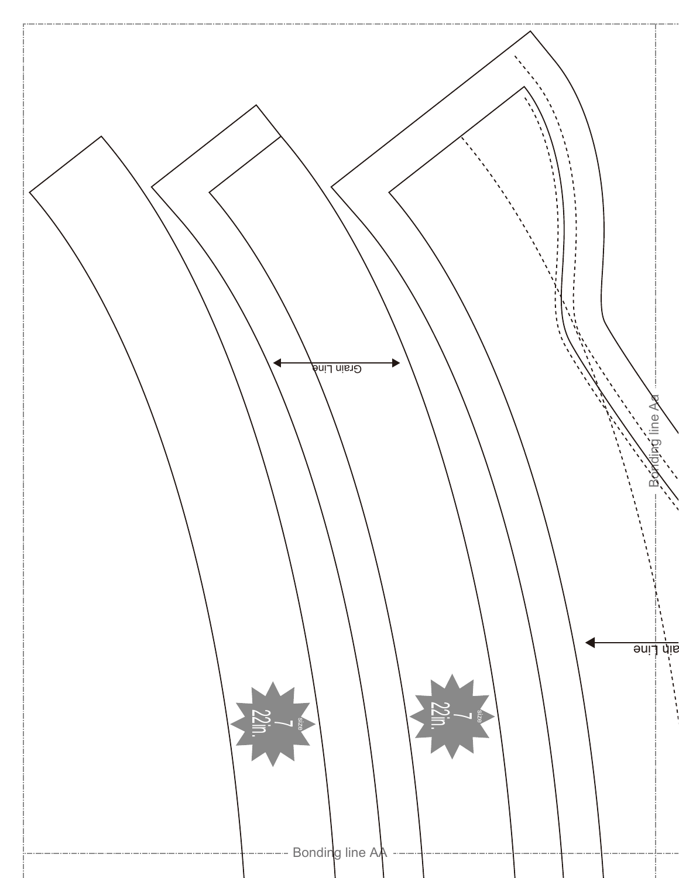Grain Line

Grain Line

Bonding line Aa

size 7 22in.

size 7 22in.

Bonding line AA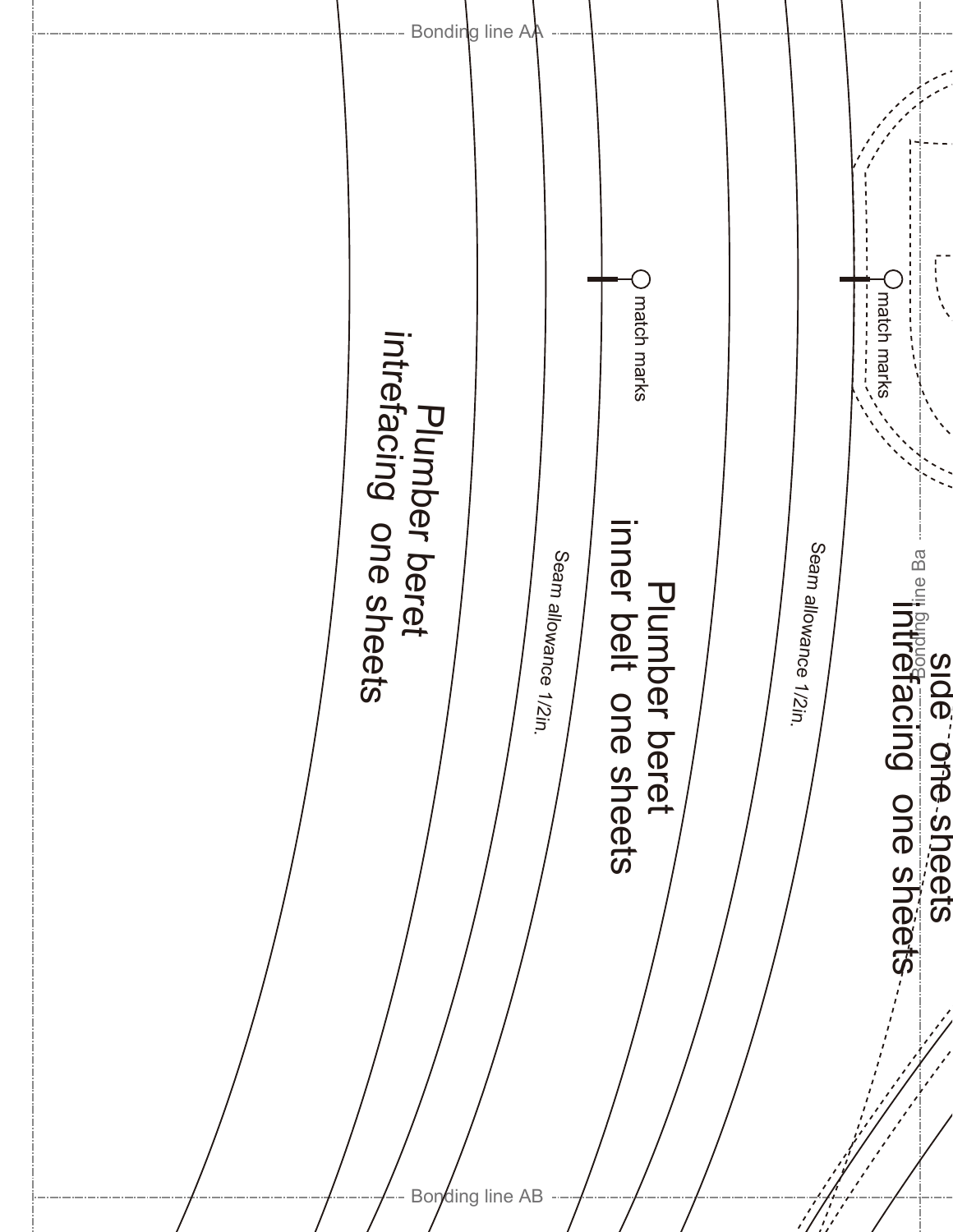Bonding line AA

Plumber beret
intrefacing one sheets

match marks

Seam allowance 1/2in.

Plumber beret
inner belt one sheets

match marks

Seam allowance 1/2in.

Bonding line Ba

side one sheets
intrefacing one sheets

Bonding line AB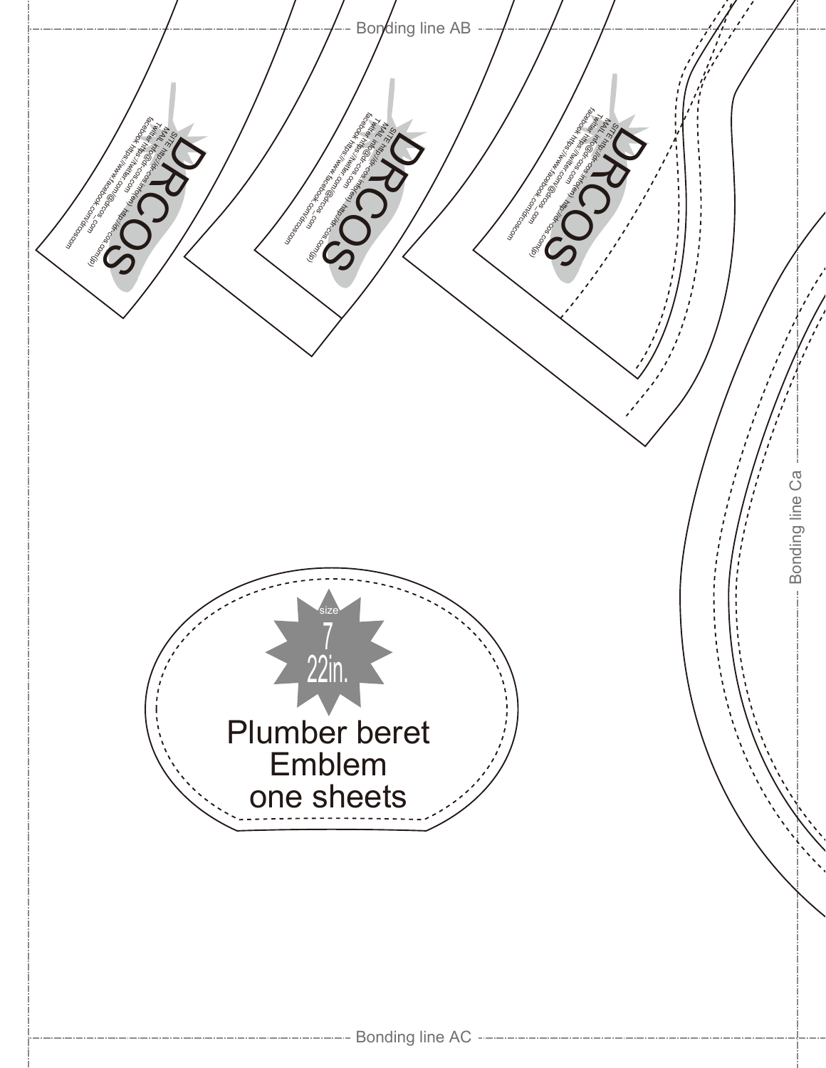Bonding line AB

DRCOS

SITE http://dr-cos.info(en) http://dr-cos.com(jp)
MAIL info@dr-cos.com
Twitter https://twitter.com/@drcos_com
facebook https://www.facebook.com/drcoscom

DRCOS

SITE http://dr-cos.info(en) http://dr-cos.com(jp)
MAIL info@dr-cos.com
Twitter https://twitter.com/@drcos_com
facebook https://www.facebook.com/drcoscom

DRCOS

SITE http://dr-cos.info(en) http://dr-cos.com(jp)
MAIL info@dr-cos.com
Twitter https://twitter.com/@drcos_com
facebook https://www.facebook.com/drcoscom

Bonding line Ca

size
7
22in.

Plumber beret
Emblem
one sheets

Bonding line AC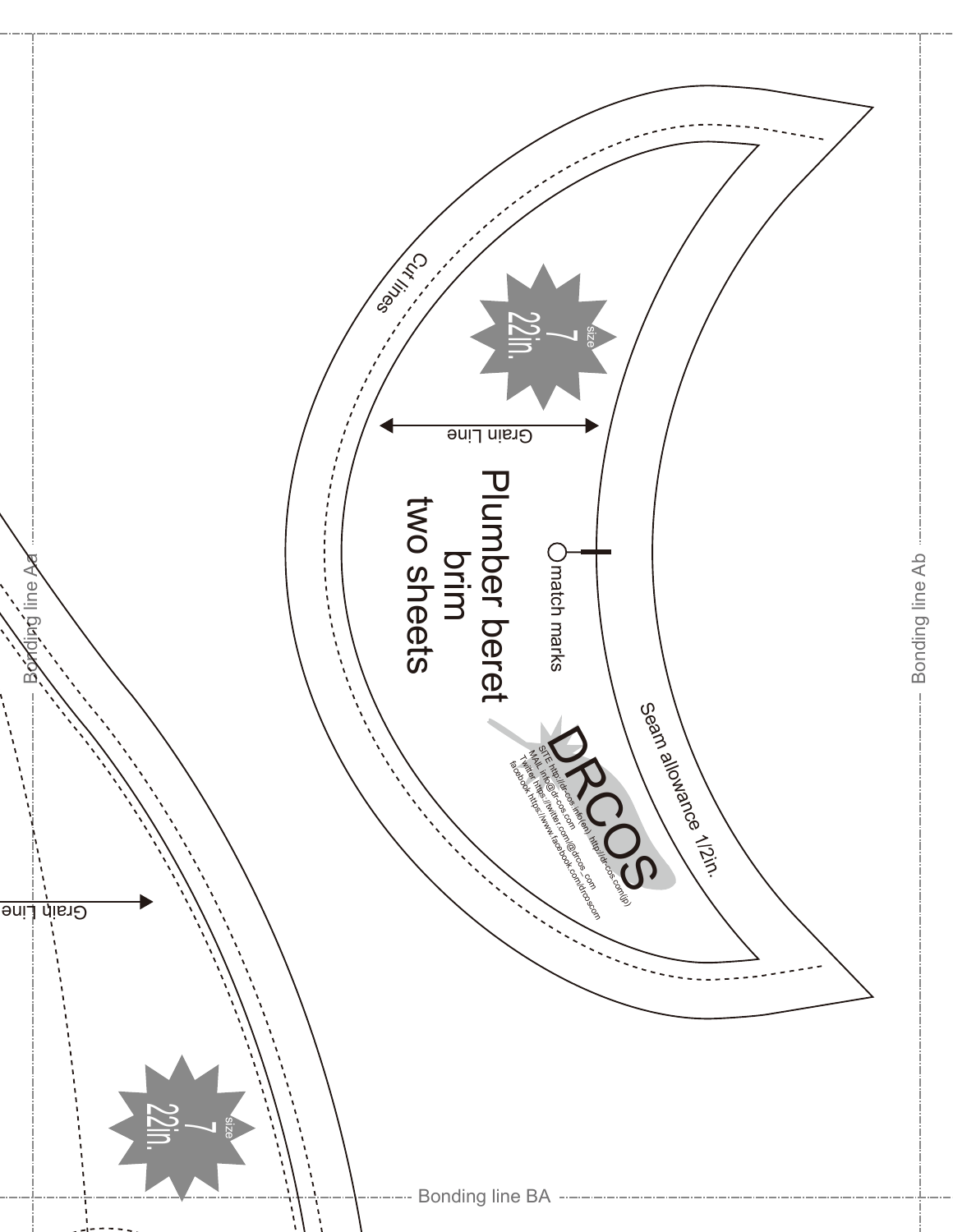Plumber beret
brim
two sheets

size
7
22in.

Grain Line

match marks

Cut lines

Seam allowance 1/2in.

DRCOS

SITE http://dr-cos.info(en) http://dr-cos.com(jp)
MAIL info@dr-cos.com
Twitter https://twitter.com/@drcos_com
facebook https://www.facebook.com/drcoscom

Bonding line Aa

Bonding line Ab

Bonding line BA

Grain Line

size
7
22in.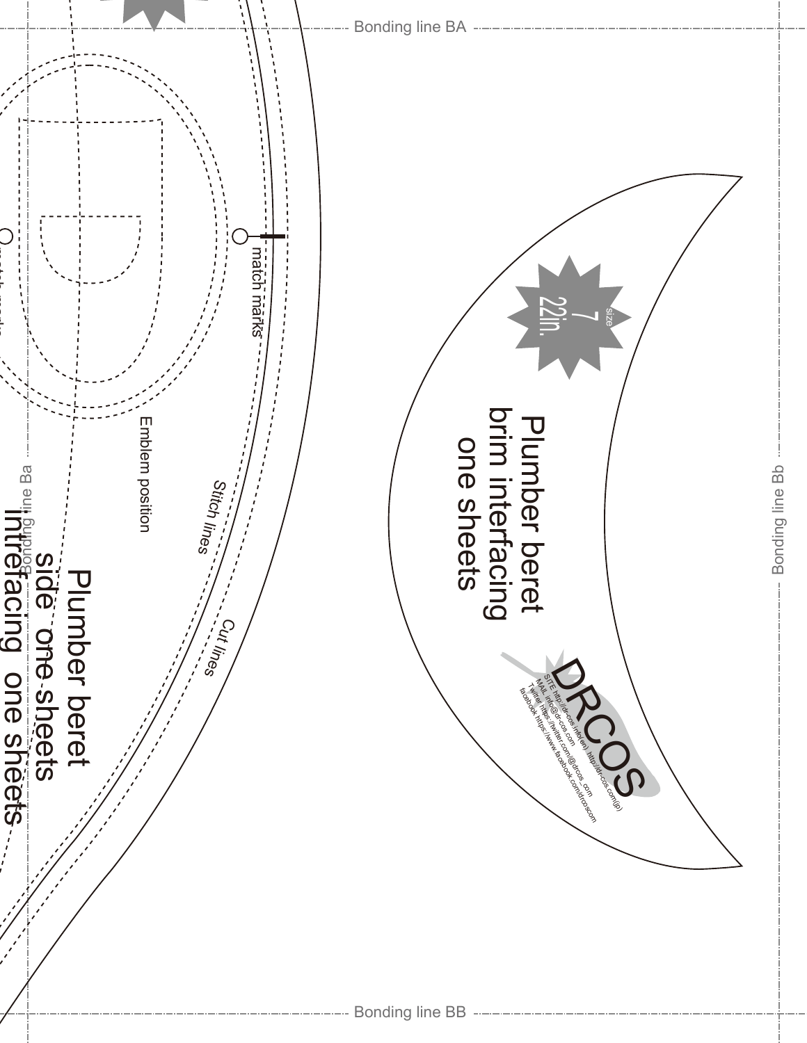Bonding line BA

match marks

Emblem position

Stitch lines

Cut lines

Bonding line Ba

Plumber beret
side one sheets
interfacing one sheets

size
7
22in.

Plumber beret
brim interfacing
one sheets

DRCOS

SITE http://dr-cos.info(en) http://dr-cos.com(jp)
MAIL info@dr-cos.com
Twitter https://twitter.com/@drcos_com
facebook https://www.facebook.com/drcoscom

Bonding line Bb

Bonding line BB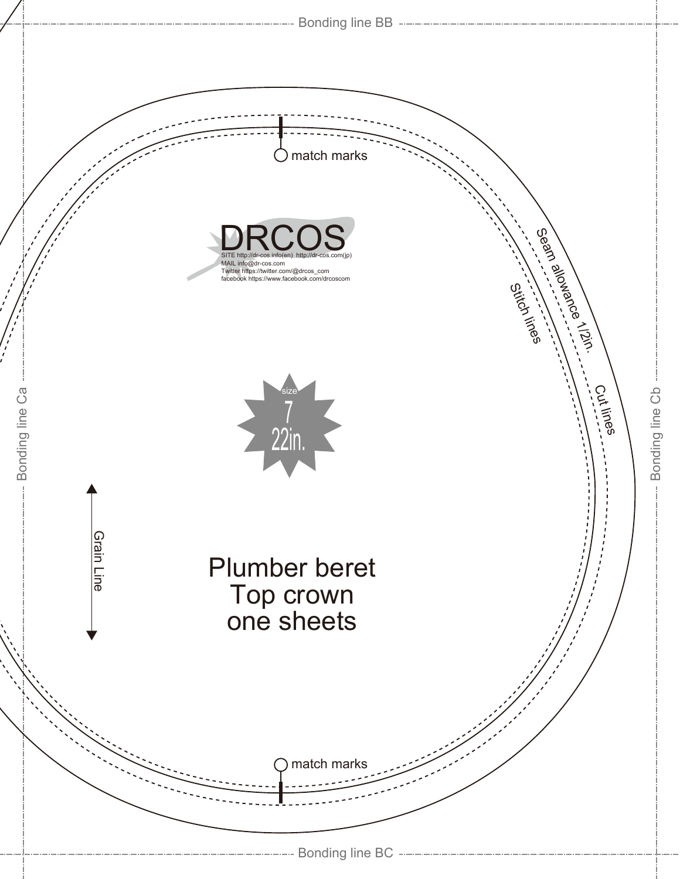Bonding line BB

match marks

DRCOS

SITE http://dr-cos.info(en) http://dr-cos.com(jp)
MAIL info@dr-cos.com
Twitter https://twitter.com/@drcos_com
facebook https://www.facebook.com/drcoscom

Seam allowance 1/2in.

Stitch lines

Cut lines

Bonding line Ca

Bonding line Cb

size
7
22in.

Grain Line

# Plumber beret
# Top crown
# one sheets

match marks

Bonding line BC